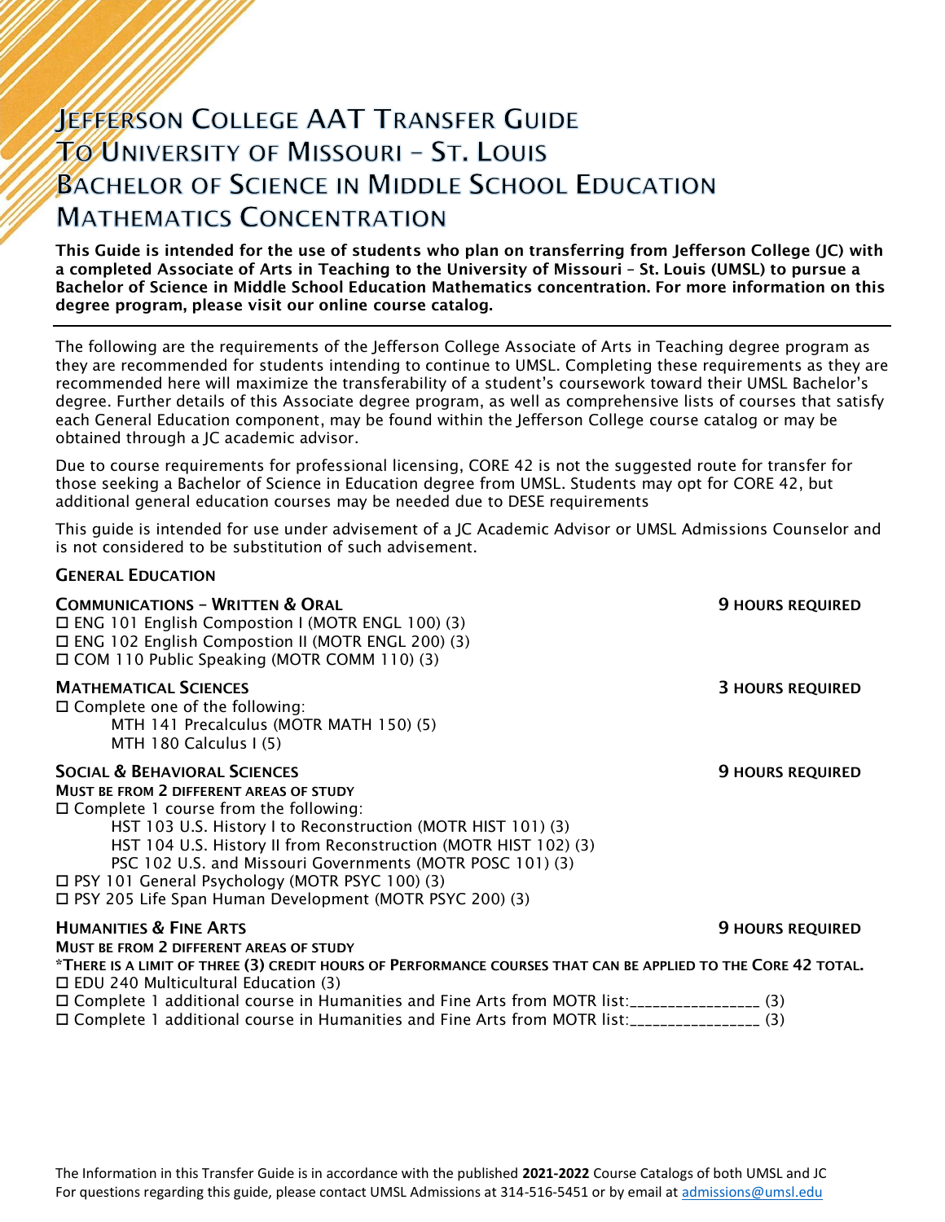# Jefferson College AAT Transfer Guide To University of Missouri – St. Louis Bachelor of Science in Middle School Education Mathematics Concentration

**This Guide is intended for the use of students who plan on transferring from Jefferson College (JC) with a completed Associate of Arts in Teaching to the University of Missouri – St. Louis (UMSL) to pursue a Bachelor of Science in Middle School Education Mathematics concentration. For more information on this degree program, please visit our online course catalog.**

---

The following are the requirements of the Jefferson College Associate of Arts in Teaching degree program as they are recommended for students intending to continue to UMSL. Completing these requirements as they are recommended here will maximize the transferability of a student's coursework toward their UMSL Bachelor's degree. Further details of this Associate degree program, as well as comprehensive lists of courses that satisfy each General Education component, may be found within the Jefferson College course catalog or may be obtained through a JC academic advisor.

Due to course requirements for professional licensing, CORE 42 is not the suggested route for transfer for those seeking a Bachelor of Science in Education degree from UMSL. Students may opt for CORE 42, but additional general education courses may be needed due to DESE requirements

This guide is intended for use under advisement of a JC Academic Advisor or UMSL Admissions Counselor and is not considered to be substitution of such advisement.

## General Education

### Communications – Written & Oral — 9 Hours Required

- ☐ ENG 101 English Compostion I (MOTR ENGL 100) (3)
- ☐ ENG 102 English Compostion II (MOTR ENGL 200) (3)
- ☐ COM 110 Public Speaking (MOTR COMM 110) (3)

### Mathematical Sciences — 3 Hours Required

- ☐ Complete one of the following:
  - MTH 141 Precalculus (MOTR MATH 150) (5)
  - MTH 180 Calculus I (5)

### Social & Behavioral Sciences — 9 Hours Required

**Must be from 2 different areas of study**

- ☐ Complete 1 course from the following:
  - HST 103 U.S. History I to Reconstruction (MOTR HIST 101) (3)
  - HST 104 U.S. History II from Reconstruction (MOTR HIST 102) (3)
  - PSC 102 U.S. and Missouri Governments (MOTR POSC 101) (3)
- ☐ PSY 101 General Psychology (MOTR PSYC 100) (3)
- ☐ PSY 205 Life Span Human Development (MOTR PSYC 200) (3)

### Humanities & Fine Arts — 9 Hours Required

**Must be from 2 different areas of study**

**\*There is a limit of three (3) credit hours of Performance courses that can be applied to the Core 42 total.**

- ☐ EDU 240 Multicultural Education (3)
- ☐ Complete 1 additional course in Humanities and Fine Arts from MOTR list:_______________ (3)
- ☐ Complete 1 additional course in Humanities and Fine Arts from MOTR list:_______________ (3)

The Information in this Transfer Guide is in accordance with the published **2021-2022** Course Catalogs of both UMSL and JC
For questions regarding this guide, please contact UMSL Admissions at 314-516-5451 or by email at admissions@umsl.edu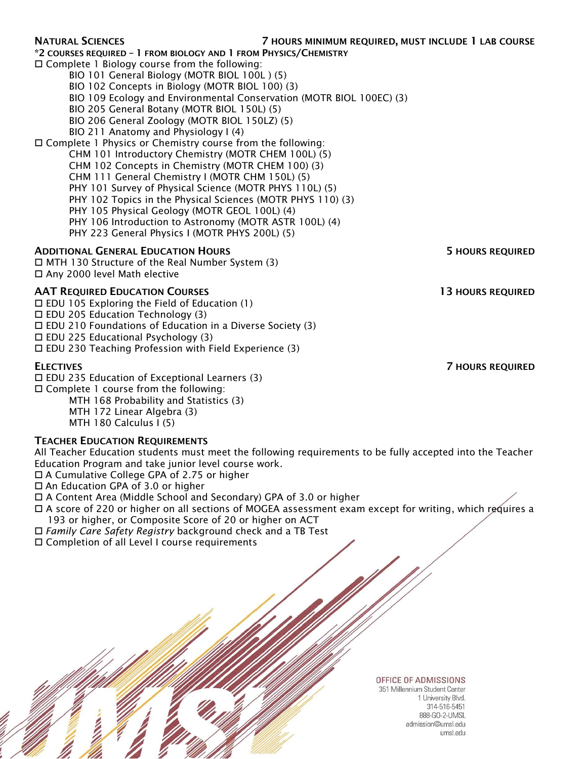## NATURAL SCIENCES — 7 HOURS MINIMUM REQUIRED, MUST INCLUDE 1 LAB COURSE

**\*2 COURSES REQUIRED – 1 FROM BIOLOGY AND 1 FROM PHYSICS/CHEMISTRY**

- ☐ Complete 1 Biology course from the following:
  - BIO 101 General Biology (MOTR BIOL 100L ) (5)
  - BIO 102 Concepts in Biology (MOTR BIOL 100) (3)
  - BIO 109 Ecology and Environmental Conservation (MOTR BIOL 100EC) (3)
  - BIO 205 General Botany (MOTR BIOL 150L) (5)
  - BIO 206 General Zoology (MOTR BIOL 150LZ) (5)
  - BIO 211 Anatomy and Physiology I (4)
- ☐ Complete 1 Physics or Chemistry course from the following:
  - CHM 101 Introductory Chemistry (MOTR CHEM 100L) (5)
  - CHM 102 Concepts in Chemistry (MOTR CHEM 100) (3)
  - CHM 111 General Chemistry I (MOTR CHM 150L) (5)
  - PHY 101 Survey of Physical Science (MOTR PHYS 110L) (5)
  - PHY 102 Topics in the Physical Sciences (MOTR PHYS 110) (3)
  - PHY 105 Physical Geology (MOTR GEOL 100L) (4)
  - PHY 106 Introduction to Astronomy (MOTR ASTR 100L) (4)
  - PHY 223 General Physics I (MOTR PHYS 200L) (5)

## ADDITIONAL GENERAL EDUCATION HOURS — 5 HOURS REQUIRED

- ☐ MTH 130 Structure of the Real Number System (3)
- ☐ Any 2000 level Math elective

## AAT REQUIRED EDUCATION COURSES — 13 HOURS REQUIRED

- ☐ EDU 105 Exploring the Field of Education (1)
- ☐ EDU 205 Education Technology (3)
- ☐ EDU 210 Foundations of Education in a Diverse Society (3)
- ☐ EDU 225 Educational Psychology (3)
- ☐ EDU 230 Teaching Profession with Field Experience (3)

## ELECTIVES — 7 HOURS REQUIRED

- ☐ EDU 235 Education of Exceptional Learners (3)
- ☐ Complete 1 course from the following:
  - MTH 168 Probability and Statistics (3)
  - MTH 172 Linear Algebra (3)
  - MTH 180 Calculus I (5)

## TEACHER EDUCATION REQUIREMENTS

All Teacher Education students must meet the following requirements to be fully accepted into the Teacher Education Program and take junior level course work.

- ☐ A Cumulative College GPA of 2.75 or higher
- ☐ An Education GPA of 3.0 or higher
- ☐ A Content Area (Middle School and Secondary) GPA of 3.0 or higher
- ☐ A score of 220 or higher on all sections of MOGEA assessment exam except for writing, which requires a 193 or higher, or Composite Score of 20 or higher on ACT
- ☐ *Family Care Safety Registry* background check and a TB Test
- ☐ Completion of all Level I course requirements

OFFICE OF ADMISSIONS
351 Millennium Student Center
1 University Blvd.
314-516-5451
888-GO-2-UMSL
admission@umsl.edu
umsl.edu